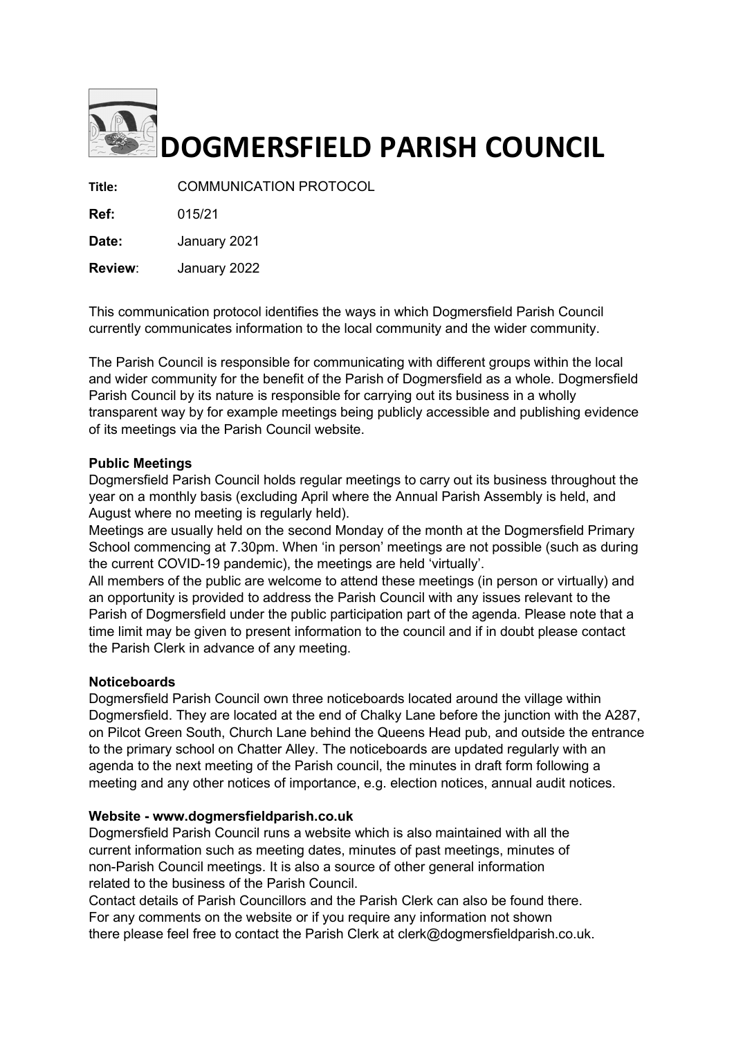# DOGMERSFIELD PARISH COUNCIL

**Title:** COMMUNICATION PROTOCOL

**Ref:** 015/21

**Date:** January 2021

**Review:** January 2022

This communication protocol identifies the ways in which Dogmersfield Parish Council currently communicates information to the local community and the wider community.

The Parish Council is responsible for communicating with different groups within the local and wider community for the benefit of the Parish of Dogmersfield as a whole. Dogmersfield Parish Council by its nature is responsible for carrying out its business in a wholly transparent way by for example meetings being publicly accessible and publishing evidence of its meetings via the Parish Council website.

**Public Meetings**

Dogmersfield Parish Council holds regular meetings to carry out its business throughout the year on a monthly basis (excluding April where the Annual Parish Assembly is held, and August where no meeting is regularly held).

Meetings are usually held on the second Monday of the month at the Dogmersfield Primary School commencing at 7.30pm. When 'in person' meetings are not possible (such as during the current COVID-19 pandemic), the meetings are held 'virtually'.

All members of the public are welcome to attend these meetings (in person or virtually) and an opportunity is provided to address the Parish Council with any issues relevant to the Parish of Dogmersfield under the public participation part of the agenda. Please note that a time limit may be given to present information to the council and if in doubt please contact the Parish Clerk in advance of any meeting.

**Noticeboards**

Dogmersfield Parish Council own three noticeboards located around the village within Dogmersfield. They are located at the end of Chalky Lane before the junction with the A287, on Pilcot Green South, Church Lane behind the Queens Head pub, and outside the entrance to the primary school on Chatter Alley. The noticeboards are updated regularly with an agenda to the next meeting of the Parish council, the minutes in draft form following a meeting and any other notices of importance, e.g. election notices, annual audit notices.

**Website - www.dogmersfieldparish.co.uk**

Dogmersfield Parish Council runs a website which is also maintained with all the current information such as meeting dates, minutes of past meetings, minutes of non-Parish Council meetings. It is also a source of other general information related to the business of the Parish Council.

Contact details of Parish Councillors and the Parish Clerk can also be found there. For any comments on the website or if you require any information not shown there please feel free to contact the Parish Clerk at clerk@dogmersfieldparish.co.uk.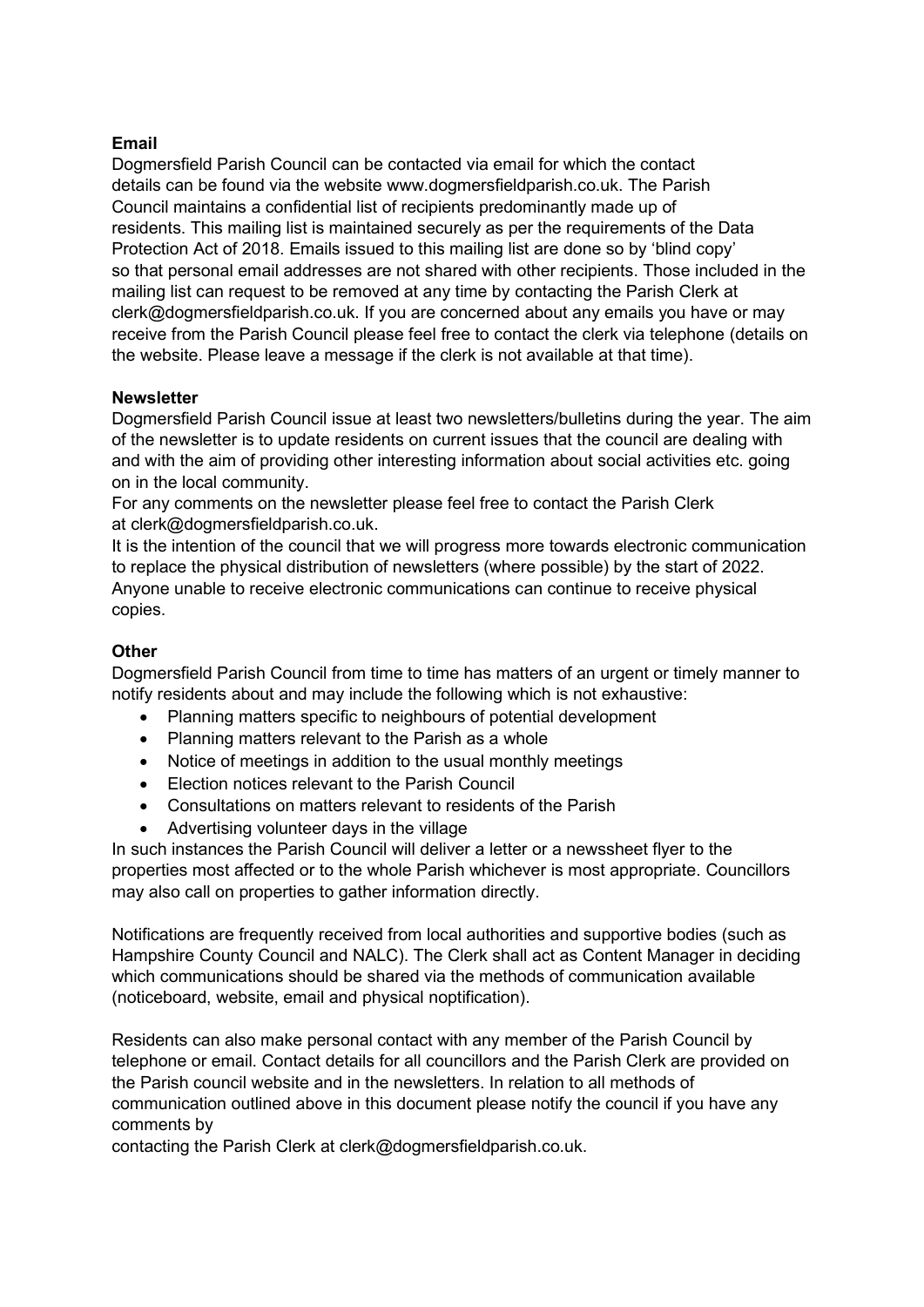**Email**

Dogmersfield Parish Council can be contacted via email for which the contact details can be found via the website www.dogmersfieldparish.co.uk. The Parish Council maintains a confidential list of recipients predominantly made up of residents. This mailing list is maintained securely as per the requirements of the Data Protection Act of 2018. Emails issued to this mailing list are done so by 'blind copy' so that personal email addresses are not shared with other recipients. Those included in the mailing list can request to be removed at any time by contacting the Parish Clerk at clerk@dogmersfieldparish.co.uk. If you are concerned about any emails you have or may receive from the Parish Council please feel free to contact the clerk via telephone (details on the website. Please leave a message if the clerk is not available at that time).

**Newsletter**

Dogmersfield Parish Council issue at least two newsletters/bulletins during the year. The aim of the newsletter is to update residents on current issues that the council are dealing with and with the aim of providing other interesting information about social activities etc. going on in the local community.

For any comments on the newsletter please feel free to contact the Parish Clerk at clerk@dogmersfieldparish.co.uk.

It is the intention of the council that we will progress more towards electronic communication to replace the physical distribution of newsletters (where possible) by the start of 2022. Anyone unable to receive electronic communications can continue to receive physical copies.

**Other**

Dogmersfield Parish Council from time to time has matters of an urgent or timely manner to notify residents about and may include the following which is not exhaustive:

- Planning matters specific to neighbours of potential development
- Planning matters relevant to the Parish as a whole
- Notice of meetings in addition to the usual monthly meetings
- Election notices relevant to the Parish Council
- Consultations on matters relevant to residents of the Parish
- Advertising volunteer days in the village

In such instances the Parish Council will deliver a letter or a newssheet flyer to the properties most affected or to the whole Parish whichever is most appropriate. Councillors may also call on properties to gather information directly.

Notifications are frequently received from local authorities and supportive bodies (such as Hampshire County Council and NALC). The Clerk shall act as Content Manager in deciding which communications should be shared via the methods of communication available (noticeboard, website, email and physical noptification).

Residents can also make personal contact with any member of the Parish Council by telephone or email. Contact details for all councillors and the Parish Clerk are provided on the Parish council website and in the newsletters. In relation to all methods of communication outlined above in this document please notify the council if you have any comments by contacting the Parish Clerk at clerk@dogmersfieldparish.co.uk.